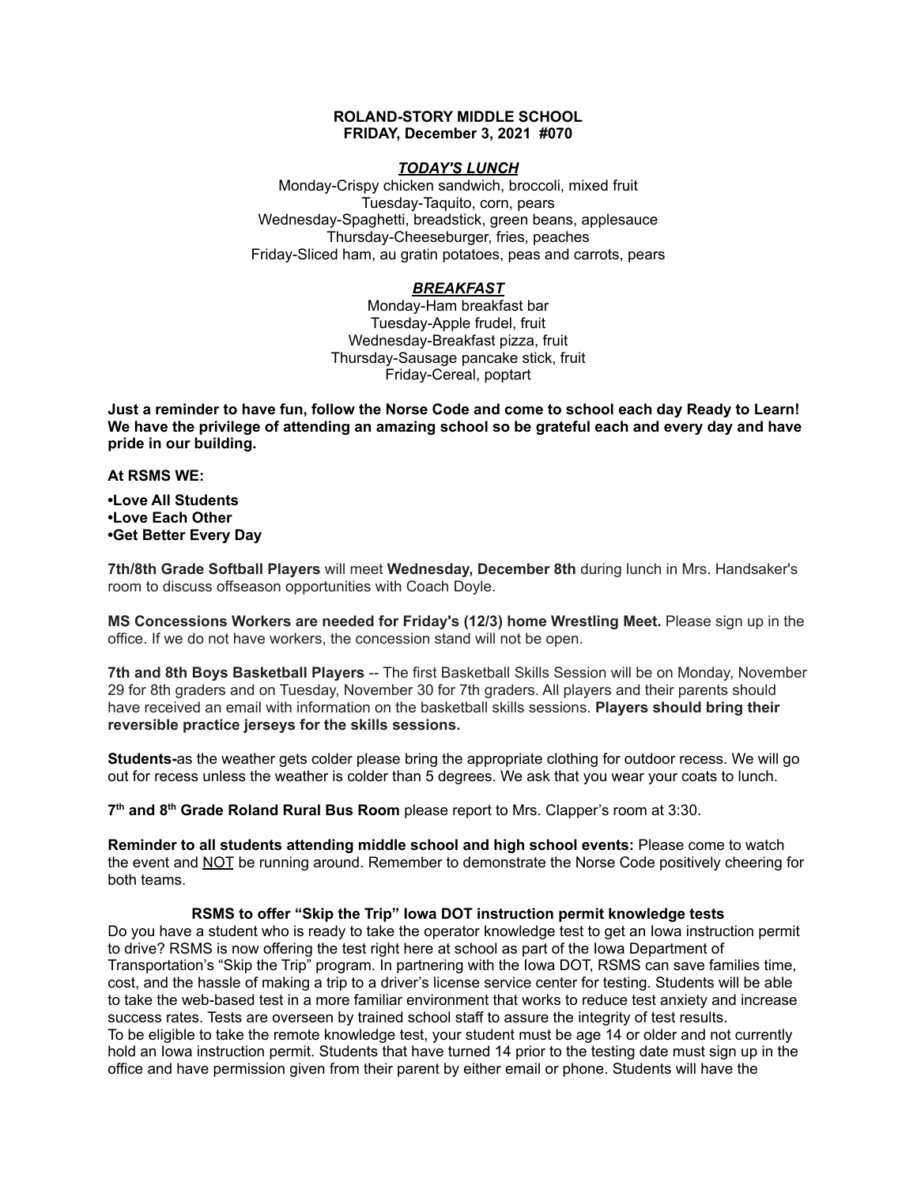**ROLAND-STORY MIDDLE SCHOOL**
**FRIDAY, December 3, 2021 #070**

***TODAY'S LUNCH***

Monday-Crispy chicken sandwich, broccoli, mixed fruit
Tuesday-Taquito, corn, pears
Wednesday-Spaghetti, breadstick, green beans, applesauce
Thursday-Cheeseburger, fries, peaches
Friday-Sliced ham, au gratin potatoes, peas and carrots, pears

***BREAKFAST***

Monday-Ham breakfast bar
Tuesday-Apple frudel, fruit
Wednesday-Breakfast pizza, fruit
Thursday-Sausage pancake stick, fruit
Friday-Cereal, poptart

**Just a reminder to have fun, follow the Norse Code and come to school each day Ready to Learn! We have the privilege of attending an amazing school so be grateful each and every day and have pride in our building.**

**At RSMS WE:**

**•Love All Students**
**•Love Each Other**
**•Get Better Every Day**

**7th/8th Grade Softball Players** will meet **Wednesday, December 8th** during lunch in Mrs. Handsaker's room to discuss offseason opportunities with Coach Doyle.

**MS Concessions Workers are needed for Friday's (12/3) home Wrestling Meet.** Please sign up in the office. If we do not have workers, the concession stand will not be open.

**7th and 8th Boys Basketball Players** -- The first Basketball Skills Session will be on Monday, November 29 for 8th graders and on Tuesday, November 30 for 7th graders. All players and their parents should have received an email with information on the basketball skills sessions. **Players should bring their reversible practice jerseys for the skills sessions.**

**Students-**as the weather gets colder please bring the appropriate clothing for outdoor recess. We will go out for recess unless the weather is colder than 5 degrees. We ask that you wear your coats to lunch.

**7th and 8th Grade Roland Rural Bus Room** please report to Mrs. Clapper's room at 3:30.

**Reminder to all students attending middle school and high school events:** Please come to watch the event and NOT be running around. Remember to demonstrate the Norse Code positively cheering for both teams.

**RSMS to offer "Skip the Trip" Iowa DOT instruction permit knowledge tests**

Do you have a student who is ready to take the operator knowledge test to get an Iowa instruction permit to drive? RSMS is now offering the test right here at school as part of the Iowa Department of Transportation's "Skip the Trip" program. In partnering with the Iowa DOT, RSMS can save families time, cost, and the hassle of making a trip to a driver's license service center for testing. Students will be able to take the web-based test in a more familiar environment that works to reduce test anxiety and increase success rates. Tests are overseen by trained school staff to assure the integrity of test results.
To be eligible to take the remote knowledge test, your student must be age 14 or older and not currently hold an Iowa instruction permit. Students that have turned 14 prior to the testing date must sign up in the office and have permission given from their parent by either email or phone. Students will have the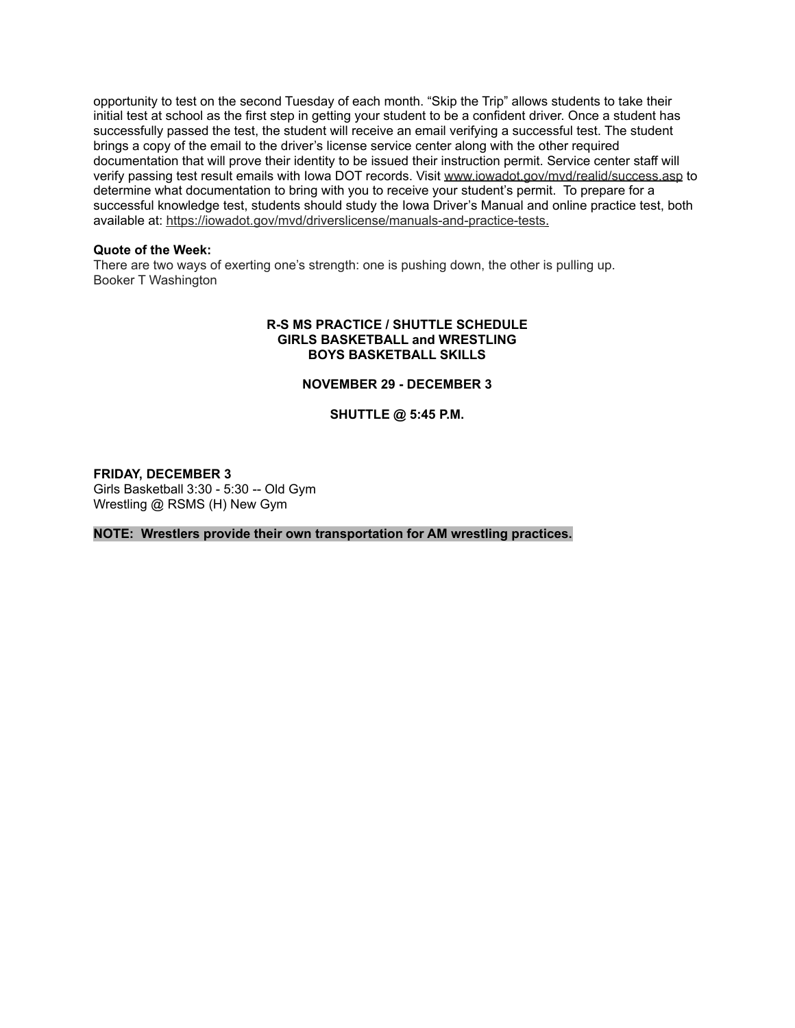opportunity to test on the second Tuesday of each month. "Skip the Trip" allows students to take their initial test at school as the first step in getting your student to be a confident driver. Once a student has successfully passed the test, the student will receive an email verifying a successful test. The student brings a copy of the email to the driver's license service center along with the other required documentation that will prove their identity to be issued their instruction permit. Service center staff will verify passing test result emails with Iowa DOT records. Visit www.iowadot.gov/mvd/realid/success.asp to determine what documentation to bring with you to receive your student's permit. To prepare for a successful knowledge test, students should study the Iowa Driver's Manual and online practice test, both available at: https://iowadot.gov/mvd/driverslicense/manuals-and-practice-tests.

**Quote of the Week:**
There are two ways of exerting one's strength: one is pushing down, the other is pulling up.
Booker T Washington

**R-S MS PRACTICE / SHUTTLE SCHEDULE**
**GIRLS BASKETBALL and WRESTLING**
**BOYS BASKETBALL SKILLS**

**NOVEMBER 29 - DECEMBER 3**

**SHUTTLE @ 5:45 P.M.**

**FRIDAY, DECEMBER 3**
Girls Basketball 3:30 - 5:30 -- Old Gym
Wrestling @ RSMS (H) New Gym

**NOTE: Wrestlers provide their own transportation for AM wrestling practices.**